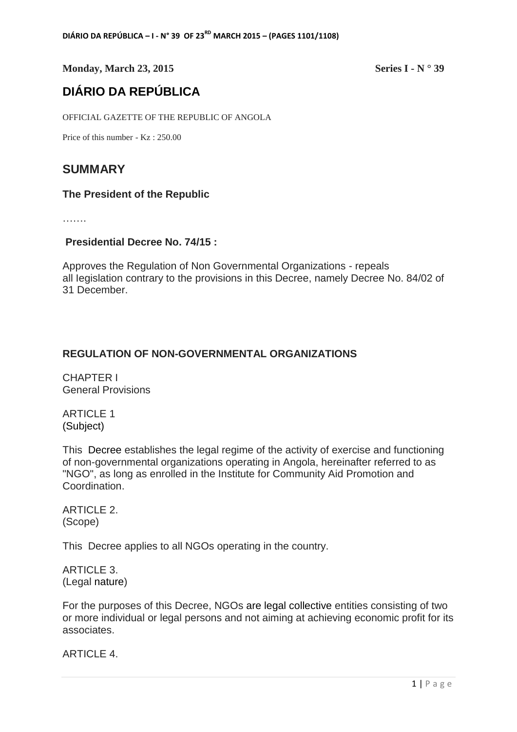**Monday, March 23, 2015** **Series I - N ° 39**

# DIÁRIO DA REPÚBLICA

OFFICIAL GAZETTE OF THE REPUBLIC OF ANGOLA

Price of this number - Kz : 250.00

## SUMMARY

### The President of the Republic

…….

### Presidential Decree No. 74/15 :

Approves the Regulation of Non Governmental Organizations - repeals all Iegislation contrary to the provisions in this Decree, namely Decree No. 84/02 of 31 December.

### REGULATION OF NON-GOVERNMENTAL ORGANIZATIONS

CHAPTER I
General Provisions

ARTICLE 1
(Subject)

This Decree establishes the legal regime of the activity of exercise and functioning of non-governmental organizations operating in Angola, hereinafter referred to as "NGO", as long as enrolled in the Institute for Community Aid Promotion and Coordination.

ARTICLE 2.
(Scope)

This Decree applies to all NGOs operating in the country.

ARTICLE 3.
(Legal nature)

For the purposes of this Decree, NGOs are legal collective entities consisting of two or more individual or legal persons and not aiming at achieving economic profit for its associates.

ARTICLE 4.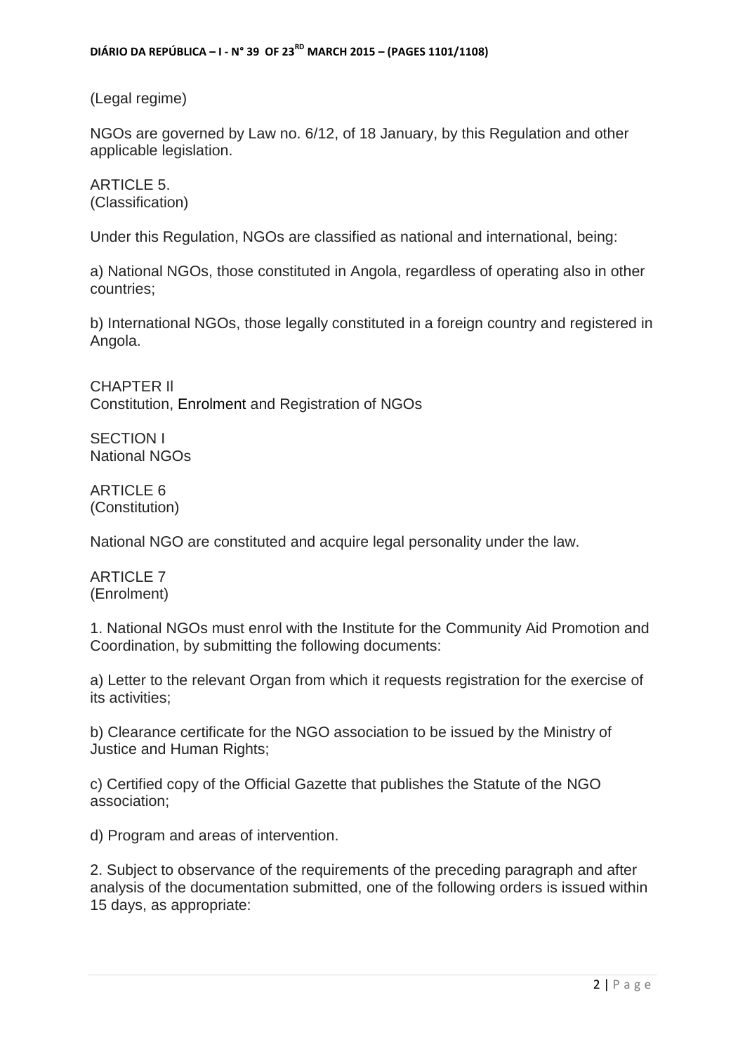(Legal regime)

NGOs are governed by Law no. 6/12, of 18 January, by this Regulation and other applicable legislation.

ARTICLE 5.
(Classification)

Under this Regulation, NGOs are classified as national and international, being:

a) National NGOs, those constituted in Angola, regardless of operating also in other countries;

b) International NGOs, those legally constituted in a foreign country and registered in Angola.

## CHAPTER Il
## Constitution, Enrolment and Registration of NGOs

### SECTION I
### National NGOs

ARTICLE 6
(Constitution)

National NGO are constituted and acquire legal personality under the law.

ARTICLE 7
(Enrolment)

1. National NGOs must enrol with the Institute for the Community Aid Promotion and Coordination, by submitting the following documents:

a) Letter to the relevant Organ from which it requests registration for the exercise of its activities;

b) Clearance certificate for the NGO association to be issued by the Ministry of Justice and Human Rights;

c) Certified copy of the Official Gazette that publishes the Statute of the NGO association;

d) Program and areas of intervention.

2. Subject to observance of the requirements of the preceding paragraph and after analysis of the documentation submitted, one of the following orders is issued within 15 days, as appropriate: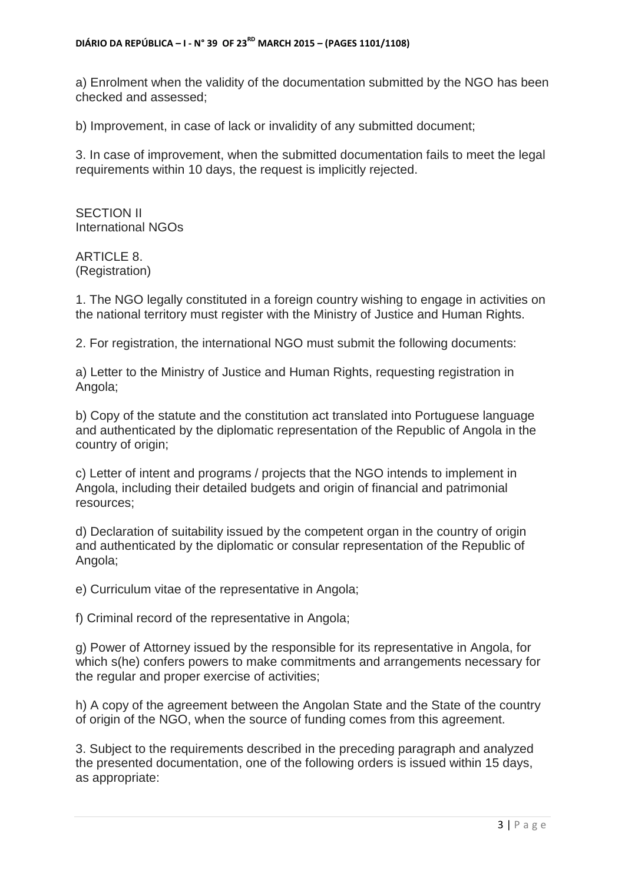a) Enrolment when the validity of the documentation submitted by the NGO has been checked and assessed;

b) Improvement, in case of lack or invalidity of any submitted document;

3. In case of improvement, when the submitted documentation fails to meet the legal requirements within 10 days, the request is implicitly rejected.

## SECTION II
International NGOs

### ARTICLE 8.
(Registration)

1. The NGO legally constituted in a foreign country wishing to engage in activities on the national territory must register with the Ministry of Justice and Human Rights.

2. For registration, the international NGO must submit the following documents:

a) Letter to the Ministry of Justice and Human Rights, requesting registration in Angola;

b) Copy of the statute and the constitution act translated into Portuguese language and authenticated by the diplomatic representation of the Republic of Angola in the country of origin;

c) Letter of intent and programs / projects that the NGO intends to implement in Angola, including their detailed budgets and origin of financial and patrimonial resources;

d) Declaration of suitability issued by the competent organ in the country of origin and authenticated by the diplomatic or consular representation of the Republic of Angola;

e) Curriculum vitae of the representative in Angola;

f) Criminal record of the representative in Angola;

g) Power of Attorney issued by the responsible for its representative in Angola, for which s(he) confers powers to make commitments and arrangements necessary for the regular and proper exercise of activities;

h) A copy of the agreement between the Angolan State and the State of the country of origin of the NGO, when the source of funding comes from this agreement.

3. Subject to the requirements described in the preceding paragraph and analyzed the presented documentation, one of the following orders is issued within 15 days, as appropriate: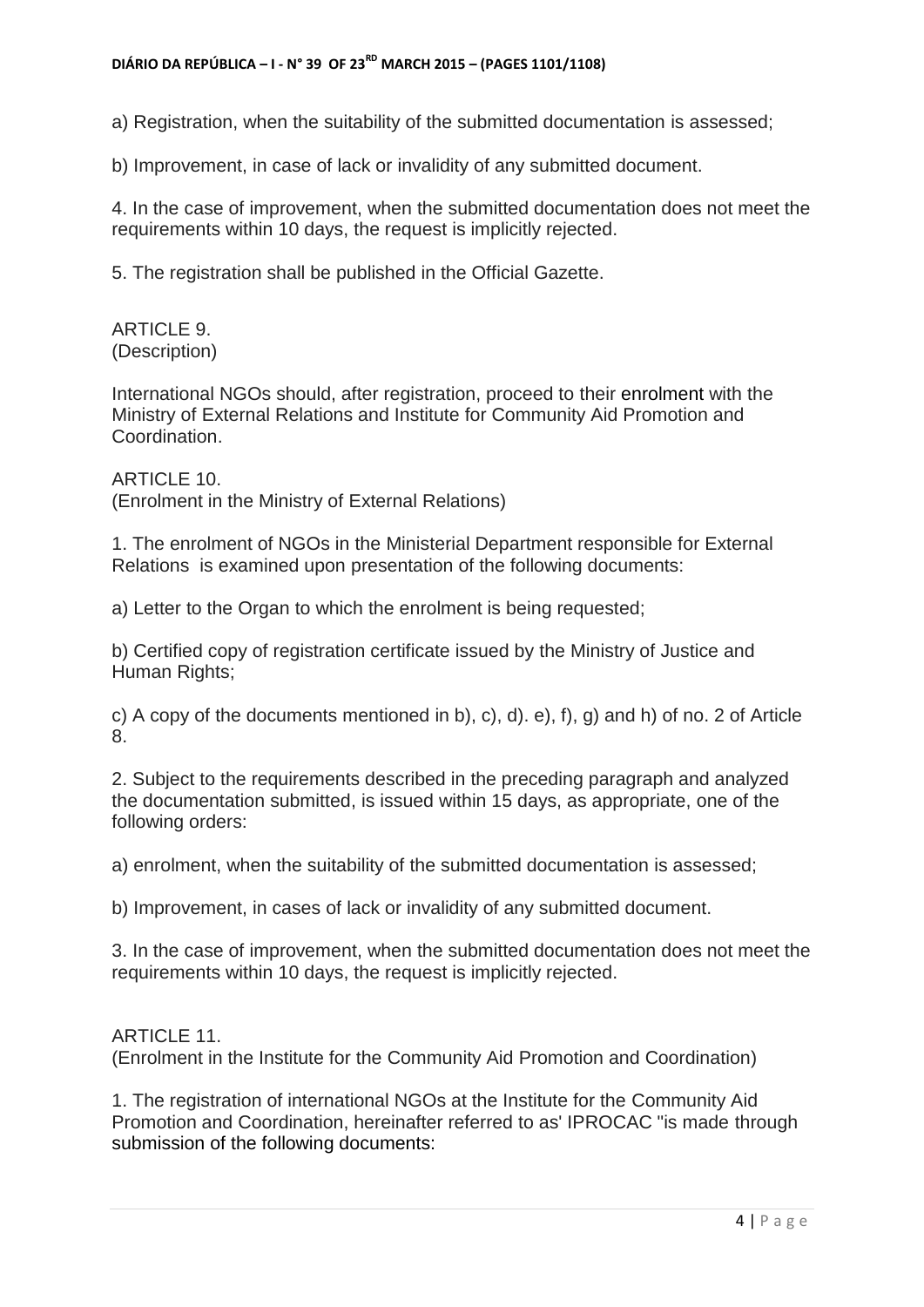a) Registration, when the suitability of the submitted documentation is assessed;

b) Improvement, in case of lack or invalidity of any submitted document.

4. In the case of improvement, when the submitted documentation does not meet the requirements within 10 days, the request is implicitly rejected.

5. The registration shall be published in the Official Gazette.

ARTICLE 9.
(Description)

International NGOs should, after registration, proceed to their enrolment with the Ministry of External Relations and Institute for Community Aid Promotion and Coordination.

ARTICLE 10.
(Enrolment in the Ministry of External Relations)

1. The enrolment of NGOs in the Ministerial Department responsible for External Relations is examined upon presentation of the following documents:

a) Letter to the Organ to which the enrolment is being requested;

b) Certified copy of registration certificate issued by the Ministry of Justice and Human Rights;

c) A copy of the documents mentioned in b), c), d). e), f), g) and h) of no. 2 of Article 8.

2. Subject to the requirements described in the preceding paragraph and analyzed the documentation submitted, is issued within 15 days, as appropriate, one of the following orders:

a) enrolment, when the suitability of the submitted documentation is assessed;

b) Improvement, in cases of lack or invalidity of any submitted document.

3. In the case of improvement, when the submitted documentation does not meet the requirements within 10 days, the request is implicitly rejected.

ARTICLE 11.
(Enrolment in the Institute for the Community Aid Promotion and Coordination)

1. The registration of international NGOs at the Institute for the Community Aid Promotion and Coordination, hereinafter referred to as' IPROCAC "is made through submission of the following documents: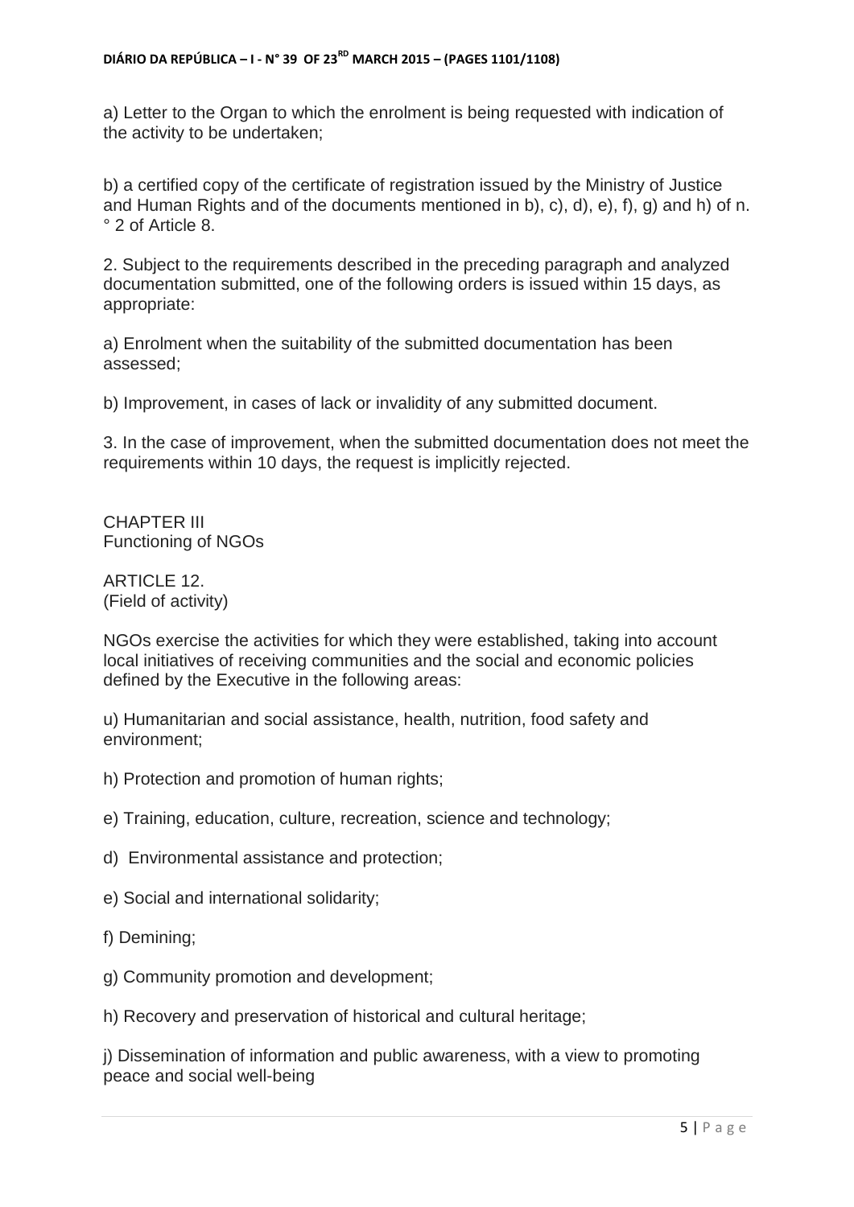a) Letter to the Organ to which the enrolment is being requested with indication of the activity to be undertaken;

b) a certified copy of the certificate of registration issued by the Ministry of Justice and Human Rights and of the documents mentioned in b), c), d), e), f), g) and h) of n.° 2 of Article 8.

2. Subject to the requirements described in the preceding paragraph and analyzed documentation submitted, one of the following orders is issued within 15 days, as appropriate:

a) Enrolment when the suitability of the submitted documentation has been assessed;

b) Improvement, in cases of lack or invalidity of any submitted document.

3. In the case of improvement, when the submitted documentation does not meet the requirements within 10 days, the request is implicitly rejected.

## CHAPTER III
Functioning of NGOs

### ARTICLE 12.
(Field of activity)

NGOs exercise the activities for which they were established, taking into account local initiatives of receiving communities and the social and economic policies defined by the Executive in the following areas:

u) Humanitarian and social assistance, health, nutrition, food safety and environment;

h) Protection and promotion of human rights;

e) Training, education, culture, recreation, science and technology;

d) Environmental assistance and protection;

e) Social and international solidarity;

f) Demining;

g) Community promotion and development;

h) Recovery and preservation of historical and cultural heritage;

j) Dissemination of information and public awareness, with a view to promoting peace and social well-being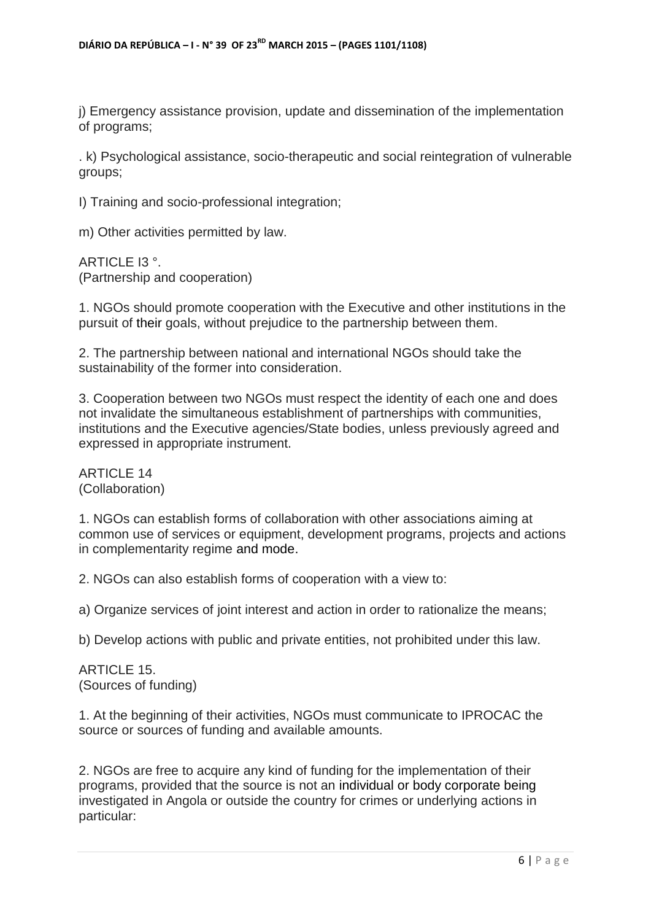j) Emergency assistance provision, update and dissemination of the implementation of programs;

. k) Psychological assistance, socio-therapeutic and social reintegration of vulnerable groups;

I) Training and socio-professional integration;

m) Other activities permitted by law.

ARTICLE I3 °.
(Partnership and cooperation)

1. NGOs should promote cooperation with the Executive and other institutions in the pursuit of their goals, without prejudice to the partnership between them.

2. The partnership between national and international NGOs should take the sustainability of the former into consideration.

3. Cooperation between two NGOs must respect the identity of each one and does not invalidate the simultaneous establishment of partnerships with communities, institutions and the Executive agencies/State bodies, unless previously agreed and expressed in appropriate instrument.

ARTICLE 14
(Collaboration)

1. NGOs can establish forms of collaboration with other associations aiming at common use of services or equipment, development programs, projects and actions in complementarity regime and mode.

2. NGOs can also establish forms of cooperation with a view to:

a) Organize services of joint interest and action in order to rationalize the means;

b) Develop actions with public and private entities, not prohibited under this law.

ARTICLE 15.
(Sources of funding)

1. At the beginning of their activities, NGOs must communicate to IPROCAC the source or sources of funding and available amounts.

2. NGOs are free to acquire any kind of funding for the implementation of their programs, provided that the source is not an individual or body corporate being investigated in Angola or outside the country for crimes or underlying actions in particular: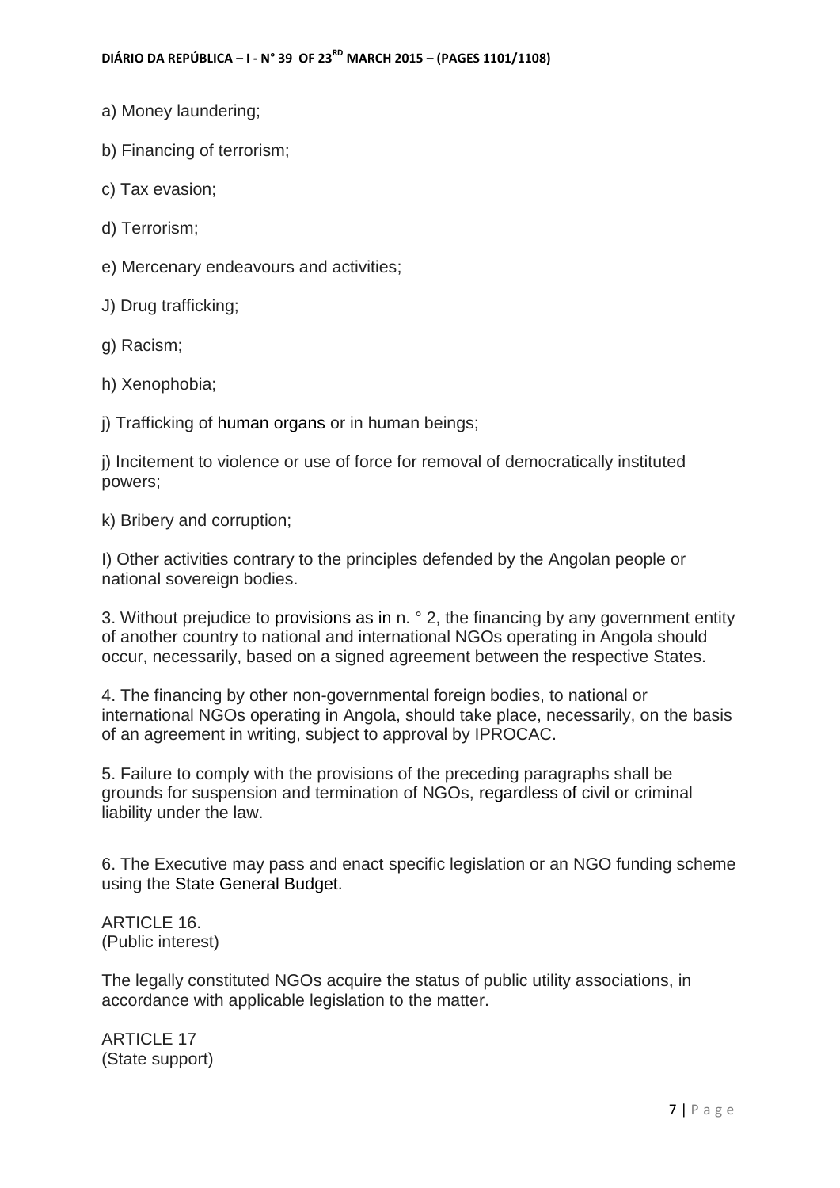a) Money laundering;

b) Financing of terrorism;

c) Tax evasion;

d) Terrorism;

e) Mercenary endeavours and activities;

J) Drug trafficking;

g) Racism;

h) Xenophobia;

j) Trafficking of human organs or in human beings;

j) Incitement to violence or use of force for removal of democratically instituted powers;

k) Bribery and corruption;

I) Other activities contrary to the principles defended by the Angolan people or national sovereign bodies.

3. Without prejudice to provisions as in n. ° 2, the financing by any government entity of another country to national and international NGOs operating in Angola should occur, necessarily, based on a signed agreement between the respective States.

4. The financing by other non-governmental foreign bodies, to national or international NGOs operating in Angola, should take place, necessarily, on the basis of an agreement in writing, subject to approval by IPROCAC.

5. Failure to comply with the provisions of the preceding paragraphs shall be grounds for suspension and termination of NGOs, regardless of civil or criminal liability under the law.

6. The Executive may pass and enact specific legislation or an NGO funding scheme using the State General Budget.

ARTICLE 16.
(Public interest)

The legally constituted NGOs acquire the status of public utility associations, in accordance with applicable legislation to the matter.

ARTICLE 17
(State support)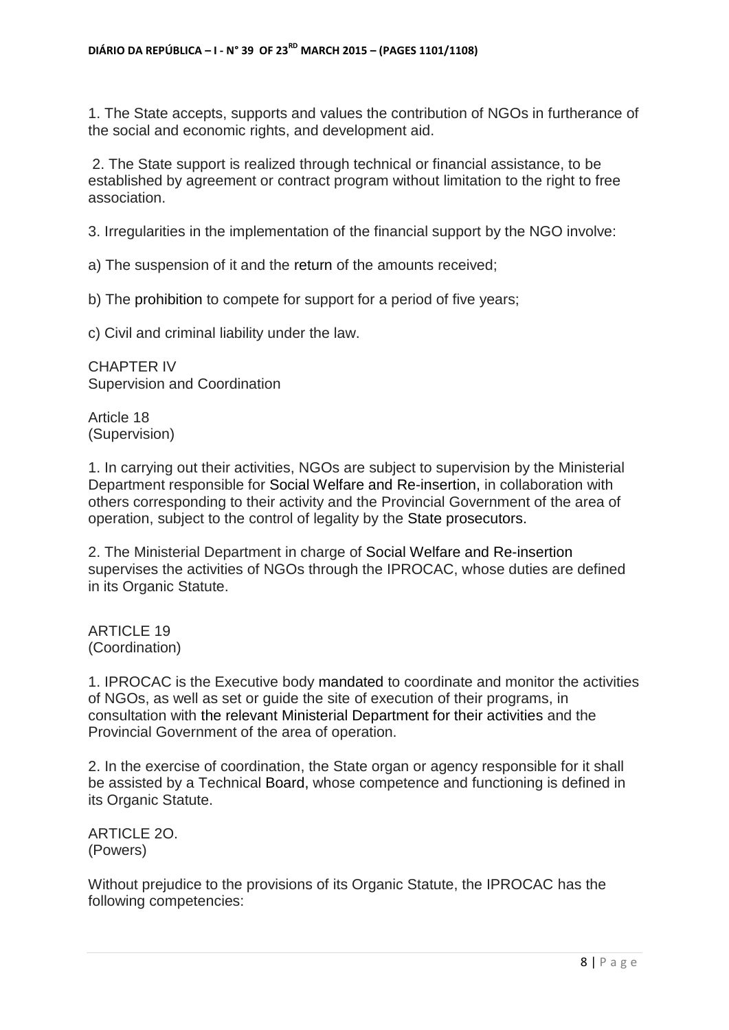1. The State accepts, supports and values the contribution of NGOs in furtherance of the social and economic rights, and development aid.

2. The State support is realized through technical or financial assistance, to be established by agreement or contract program without limitation to the right to free association.

3. Irregularities in the implementation of the financial support by the NGO involve:

a) The suspension of it and the return of the amounts received;

b) The prohibition to compete for support for a period of five years;

c) Civil and criminal liability under the law.

## CHAPTER IV
Supervision and Coordination

### Article 18
(Supervision)

1. In carrying out their activities, NGOs are subject to supervision by the Ministerial Department responsible for Social Welfare and Re-insertion, in collaboration with others corresponding to their activity and the Provincial Government of the area of operation, subject to the control of legality by the State prosecutors.

2. The Ministerial Department in charge of Social Welfare and Re-insertion supervises the activities of NGOs through the IPROCAC, whose duties are defined in its Organic Statute.

### ARTICLE 19
(Coordination)

1. IPROCAC is the Executive body mandated to coordinate and monitor the activities of NGOs, as well as set or guide the site of execution of their programs, in consultation with the relevant Ministerial Department for their activities and the Provincial Government of the area of operation.

2. In the exercise of coordination, the State organ or agency responsible for it shall be assisted by a Technical Board, whose competence and functioning is defined in its Organic Statute.

### ARTICLE 2O.
(Powers)

Without prejudice to the provisions of its Organic Statute, the IPROCAC has the following competencies: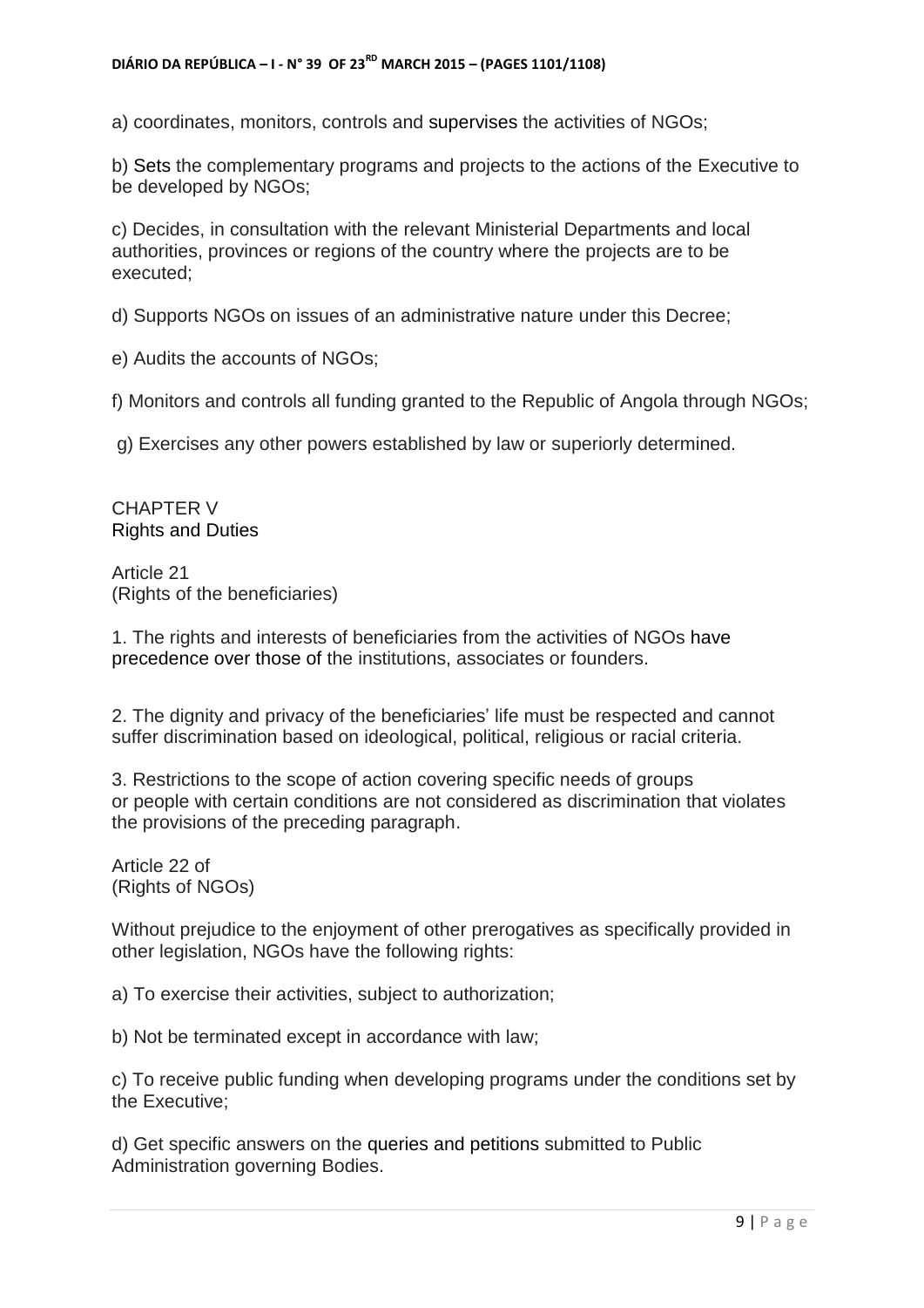a) coordinates, monitors, controls and supervises the activities of NGOs;

b) Sets the complementary programs and projects to the actions of the Executive to be developed by NGOs;

c) Decides, in consultation with the relevant Ministerial Departments and local authorities, provinces or regions of the country where the projects are to be executed;

d) Supports NGOs on issues of an administrative nature under this Decree;

e) Audits the accounts of NGOs;

f) Monitors and controls all funding granted to the Republic of Angola through NGOs;

g) Exercises any other powers established by law or superiorly determined.

## CHAPTER V
## Rights and Duties

### Article 21
### (Rights of the beneficiaries)

1. The rights and interests of beneficiaries from the activities of NGOs have precedence over those of the institutions, associates or founders.

2. The dignity and privacy of the beneficiaries' life must be respected and cannot suffer discrimination based on ideological, political, religious or racial criteria.

3. Restrictions to the scope of action covering specific needs of groups or people with certain conditions are not considered as discrimination that violates the provisions of the preceding paragraph.

### Article 22 of
### (Rights of NGOs)

Without prejudice to the enjoyment of other prerogatives as specifically provided in other legislation, NGOs have the following rights:

a) To exercise their activities, subject to authorization;

b) Not be terminated except in accordance with law;

c) To receive public funding when developing programs under the conditions set by the Executive;

d) Get specific answers on the queries and petitions submitted to Public Administration governing Bodies.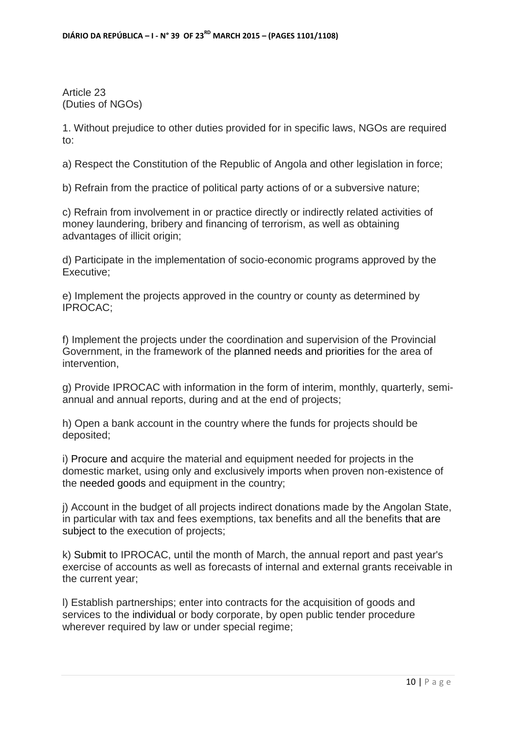Article 23
(Duties of NGOs)

1. Without prejudice to other duties provided for in specific laws, NGOs are required to:

a) Respect the Constitution of the Republic of Angola and other legislation in force;

b) Refrain from the practice of political party actions of or a subversive nature;

c) Refrain from involvement in or practice directly or indirectly related activities of money laundering, bribery and financing of terrorism, as well as obtaining advantages of illicit origin;

d) Participate in the implementation of socio-economic programs approved by the Executive;

e) Implement the projects approved in the country or county as determined by IPROCAC;

f) Implement the projects under the coordination and supervision of the Provincial Government, in the framework of the planned needs and priorities for the area of intervention,

g) Provide IPROCAC with information in the form of interim, monthly, quarterly, semi-annual and annual reports, during and at the end of projects;

h) Open a bank account in the country where the funds for projects should be deposited;

i) Procure and acquire the material and equipment needed for projects in the domestic market, using only and exclusively imports when proven non-existence of the needed goods and equipment in the country;

j) Account in the budget of all projects indirect donations made by the Angolan State, in particular with tax and fees exemptions, tax benefits and all the benefits that are subject to the execution of projects;

k) Submit to IPROCAC, until the month of March, the annual report and past year's exercise of accounts as well as forecasts of internal and external grants receivable in the current year;

l) Establish partnerships; enter into contracts for the acquisition of goods and services to the individual or body corporate, by open public tender procedure wherever required by law or under special regime;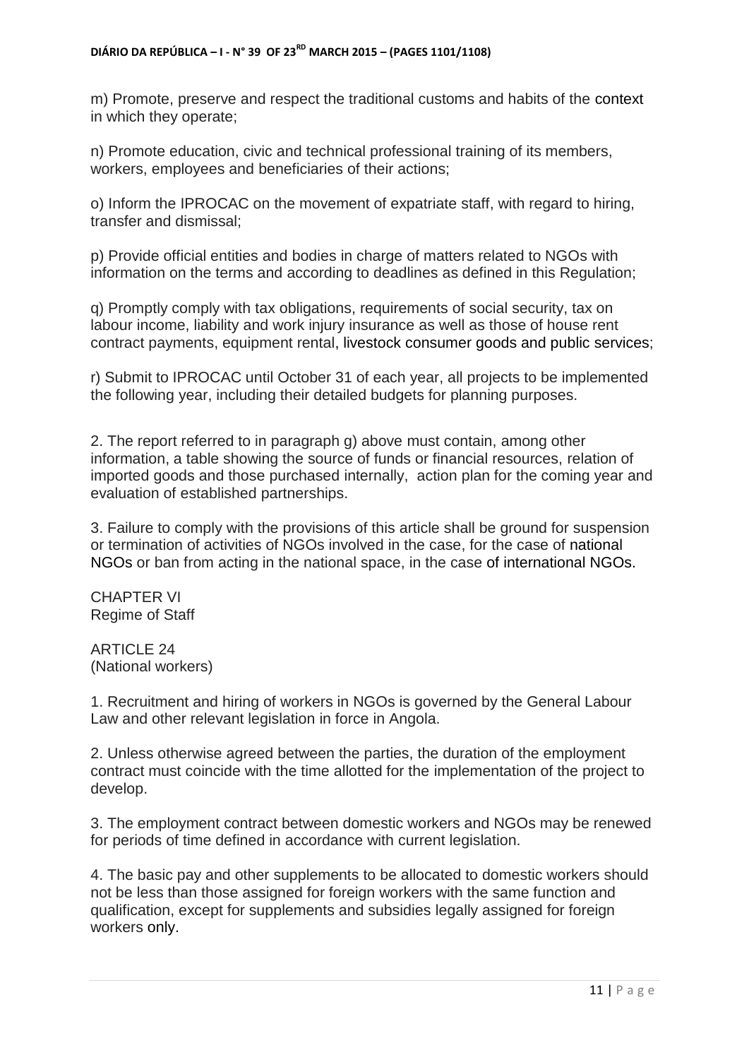m) Promote, preserve and respect the traditional customs and habits of the context in which they operate;

n) Promote education, civic and technical professional training of its members, workers, employees and beneficiaries of their actions;

o) Inform the IPROCAC on the movement of expatriate staff, with regard to hiring, transfer and dismissal;

p) Provide official entities and bodies in charge of matters related to NGOs with information on the terms and according to deadlines as defined in this Regulation;

q) Promptly comply with tax obligations, requirements of social security, tax on labour income, liability and work injury insurance as well as those of house rent contract payments, equipment rental, livestock consumer goods and public services;

r) Submit to IPROCAC until October 31 of each year, all projects to be implemented the following year, including their detailed budgets for planning purposes.

2. The report referred to in paragraph g) above must contain, among other information, a table showing the source of funds or financial resources, relation of imported goods and those purchased internally, action plan for the coming year and evaluation of established partnerships.

3. Failure to comply with the provisions of this article shall be ground for suspension or termination of activities of NGOs involved in the case, for the case of national NGOs or ban from acting in the national space, in the case of international NGOs.

## CHAPTER VI
## Regime of Staff

### ARTICLE 24
### (National workers)

1. Recruitment and hiring of workers in NGOs is governed by the General Labour Law and other relevant legislation in force in Angola.

2. Unless otherwise agreed between the parties, the duration of the employment contract must coincide with the time allotted for the implementation of the project to develop.

3. The employment contract between domestic workers and NGOs may be renewed for periods of time defined in accordance with current legislation.

4. The basic pay and other supplements to be allocated to domestic workers should not be less than those assigned for foreign workers with the same function and qualification, except for supplements and subsidies legally assigned for foreign workers only.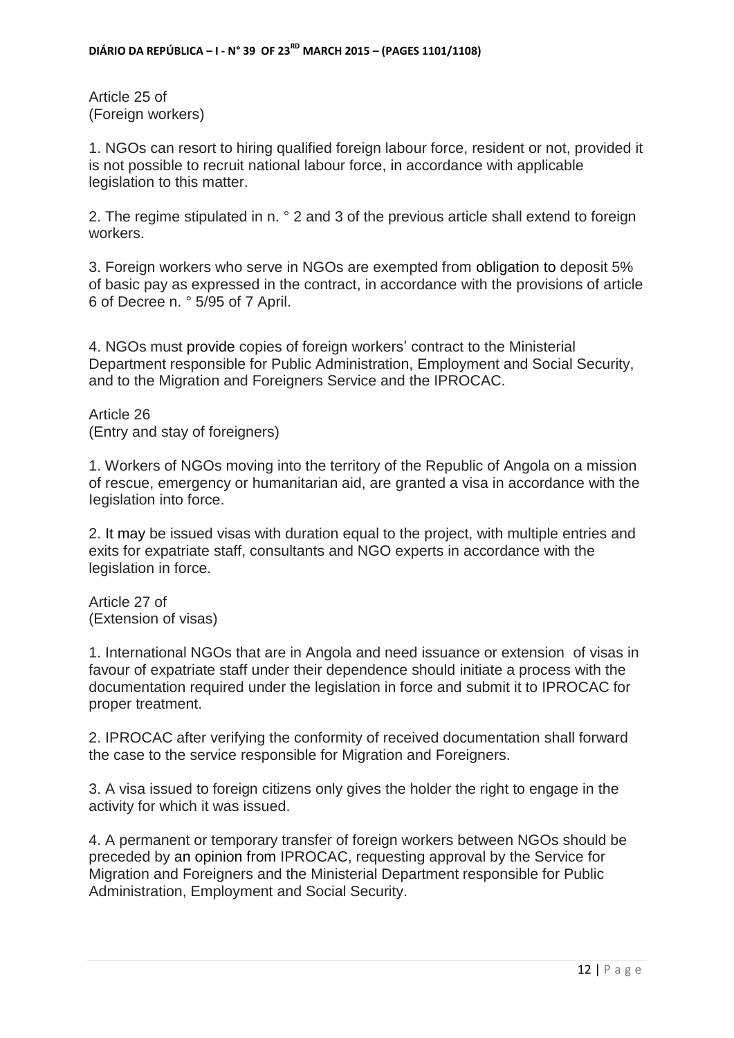Article 25 of
(Foreign workers)

1. NGOs can resort to hiring qualified foreign labour force, resident or not, provided it is not possible to recruit national labour force, in accordance with applicable legislation to this matter.

2. The regime stipulated in n. ° 2 and 3 of the previous article shall extend to foreign workers.

3. Foreign workers who serve in NGOs are exempted from obligation to deposit 5% of basic pay as expressed in the contract, in accordance with the provisions of article 6 of Decree n. ° 5/95 of 7 April.

4. NGOs must provide copies of foreign workers' contract to the Ministerial Department responsible for Public Administration, Employment and Social Security, and to the Migration and Foreigners Service and the IPROCAC.

Article 26
(Entry and stay of foreigners)

1. Workers of NGOs moving into the territory of the Republic of Angola on a mission of rescue, emergency or humanitarian aid, are granted a visa in accordance with the legislation into force.

2. It may be issued visas with duration equal to the project, with multiple entries and exits for expatriate staff, consultants and NGO experts in accordance with the legislation in force.

Article 27 of
(Extension of visas)

1. International NGOs that are in Angola and need issuance or extension of visas in favour of expatriate staff under their dependence should initiate a process with the documentation required under the legislation in force and submit it to IPROCAC for proper treatment.

2. IPROCAC after verifying the conformity of received documentation shall forward the case to the service responsible for Migration and Foreigners.

3. A visa issued to foreign citizens only gives the holder the right to engage in the activity for which it was issued.

4. A permanent or temporary transfer of foreign workers between NGOs should be preceded by an opinion from IPROCAC, requesting approval by the Service for Migration and Foreigners and the Ministerial Department responsible for Public Administration, Employment and Social Security.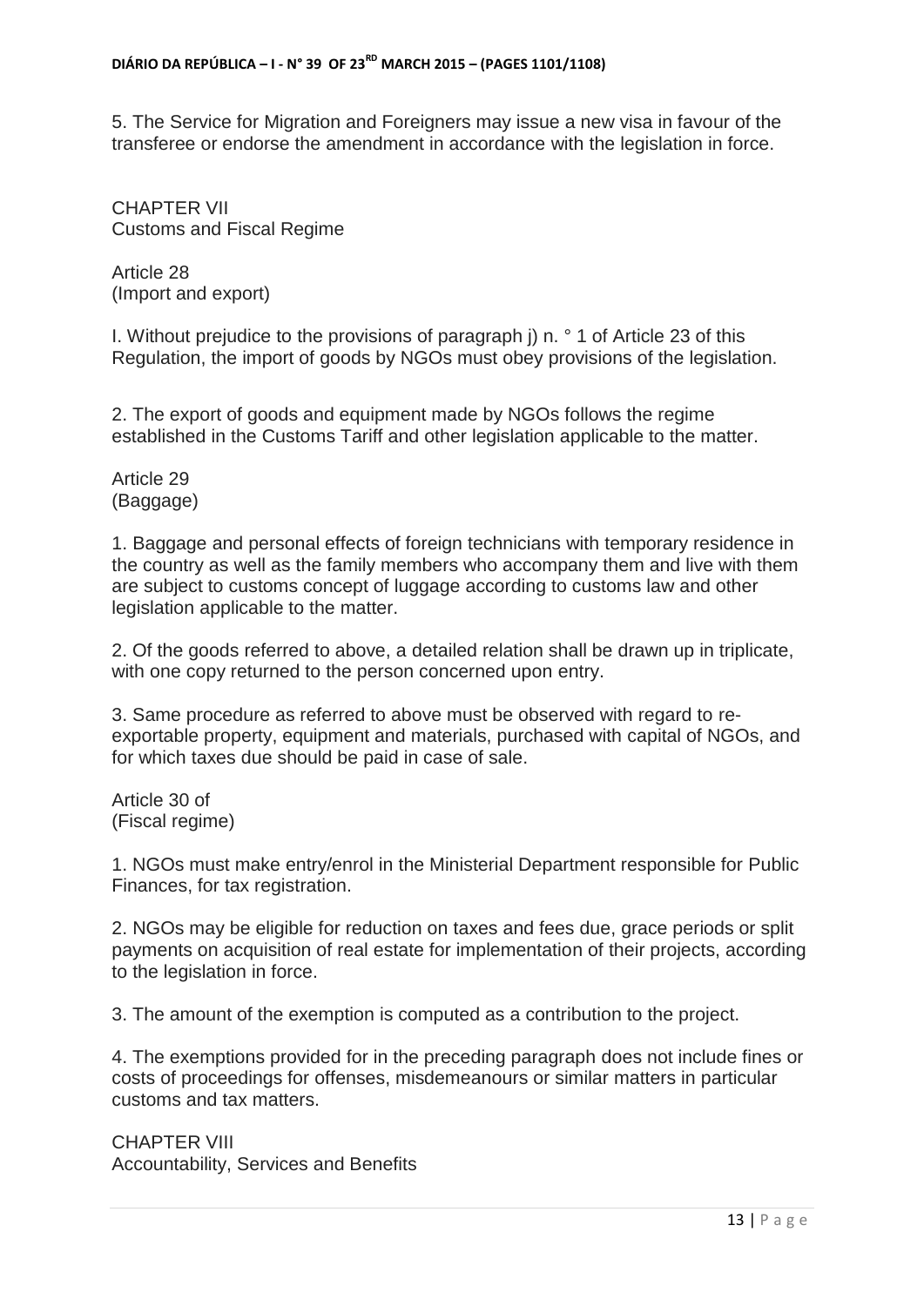5. The Service for Migration and Foreigners may issue a new visa in favour of the transferee or endorse the amendment in accordance with the legislation in force.

## CHAPTER VII
## Customs and Fiscal Regime

### Article 28
### (Import and export)

I. Without prejudice to the provisions of paragraph j) n. ° 1 of Article 23 of this Regulation, the import of goods by NGOs must obey provisions of the legislation.

2. The export of goods and equipment made by NGOs follows the regime established in the Customs Tariff and other legislation applicable to the matter.

### Article 29
### (Baggage)

1. Baggage and personal effects of foreign technicians with temporary residence in the country as well as the family members who accompany them and live with them are subject to customs concept of luggage according to customs law and other legislation applicable to the matter.

2. Of the goods referred to above, a detailed relation shall be drawn up in triplicate, with one copy returned to the person concerned upon entry.

3. Same procedure as referred to above must be observed with regard to re-exportable property, equipment and materials, purchased with capital of NGOs, and for which taxes due should be paid in case of sale.

### Article 30 of
### (Fiscal regime)

1. NGOs must make entry/enrol in the Ministerial Department responsible for Public Finances, for tax registration.

2. NGOs may be eligible for reduction on taxes and fees due, grace periods or split payments on acquisition of real estate for implementation of their projects, according to the legislation in force.

3. The amount of the exemption is computed as a contribution to the project.

4. The exemptions provided for in the preceding paragraph does not include fines or costs of proceedings for offenses, misdemeanours or similar matters in particular customs and tax matters.

## CHAPTER VIII
## Accountability, Services and Benefits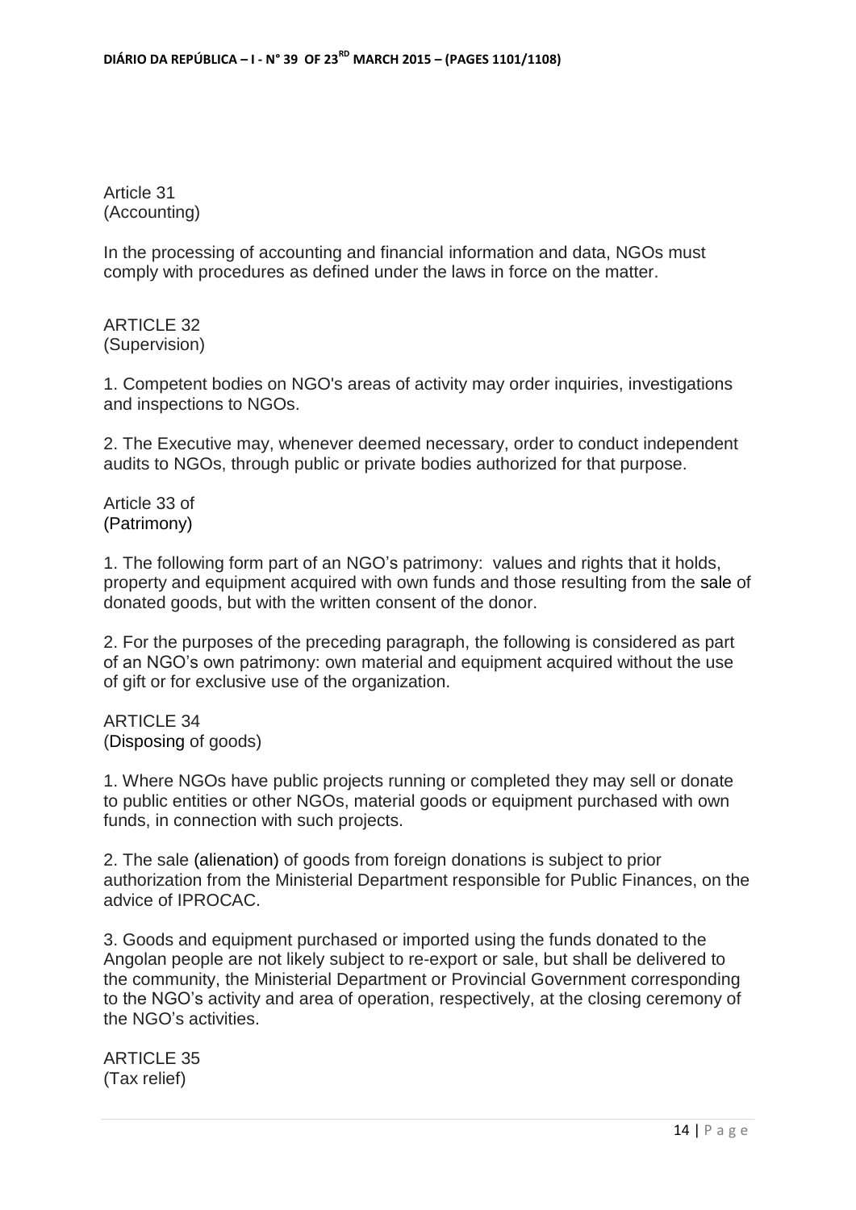Article 31
(Accounting)

In the processing of accounting and financial information and data, NGOs must comply with procedures as defined under the laws in force on the matter.

ARTICLE 32
(Supervision)

1. Competent bodies on NGO's areas of activity may order inquiries, investigations and inspections to NGOs.

2. The Executive may, whenever deemed necessary, order to conduct independent audits to NGOs, through public or private bodies authorized for that purpose.

Article 33 of
(Patrimony)

1. The following form part of an NGO's patrimony: values and rights that it holds, property and equipment acquired with own funds and those resulting from the sale of donated goods, but with the written consent of the donor.

2. For the purposes of the preceding paragraph, the following is considered as part of an NGO's own patrimony: own material and equipment acquired without the use of gift or for exclusive use of the organization.

ARTICLE 34
(Disposing of goods)

1. Where NGOs have public projects running or completed they may sell or donate to public entities or other NGOs, material goods or equipment purchased with own funds, in connection with such projects.

2. The sale (alienation) of goods from foreign donations is subject to prior authorization from the Ministerial Department responsible for Public Finances, on the advice of IPROCAC.

3. Goods and equipment purchased or imported using the funds donated to the Angolan people are not likely subject to re-export or sale, but shall be delivered to the community, the Ministerial Department or Provincial Government corresponding to the NGO's activity and area of operation, respectively, at the closing ceremony of the NGO's activities.

ARTICLE 35
(Tax relief)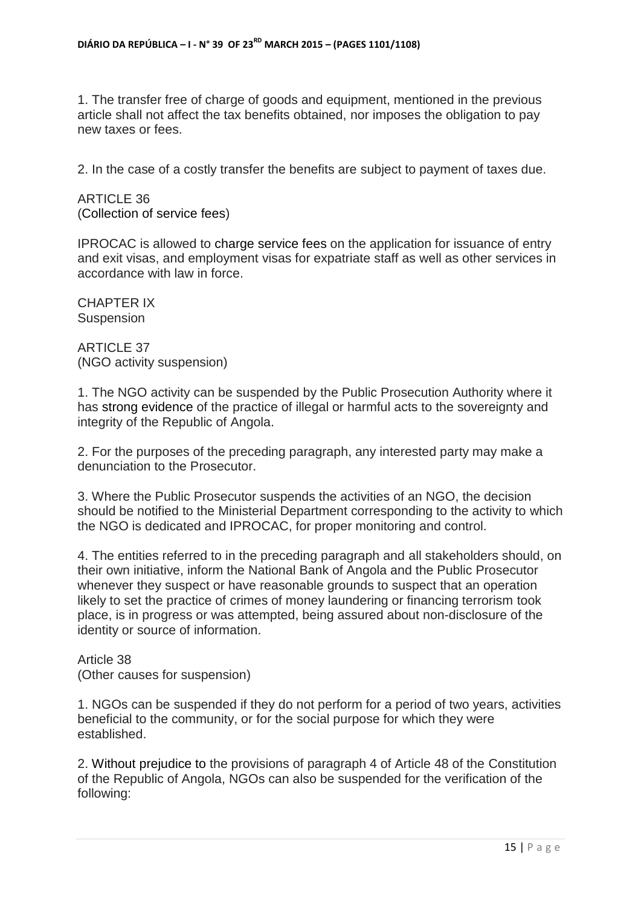1. The transfer free of charge of goods and equipment, mentioned in the previous article shall not affect the tax benefits obtained, nor imposes the obligation to pay new taxes or fees.

2. In the case of a costly transfer the benefits are subject to payment of taxes due.

ARTICLE 36
(Collection of service fees)

IPROCAC is allowed to charge service fees on the application for issuance of entry and exit visas, and employment visas for expatriate staff as well as other services in accordance with law in force.

CHAPTER IX
Suspension

ARTICLE 37
(NGO activity suspension)

1. The NGO activity can be suspended by the Public Prosecution Authority where it has strong evidence of the practice of illegal or harmful acts to the sovereignty and integrity of the Republic of Angola.

2. For the purposes of the preceding paragraph, any interested party may make a denunciation to the Prosecutor.

3. Where the Public Prosecutor suspends the activities of an NGO, the decision should be notified to the Ministerial Department corresponding to the activity to which the NGO is dedicated and IPROCAC, for proper monitoring and control.

4. The entities referred to in the preceding paragraph and all stakeholders should, on their own initiative, inform the National Bank of Angola and the Public Prosecutor whenever they suspect or have reasonable grounds to suspect that an operation likely to set the practice of crimes of money laundering or financing terrorism took place, is in progress or was attempted, being assured about non-disclosure of the identity or source of information.

Article 38
(Other causes for suspension)

1. NGOs can be suspended if they do not perform for a period of two years, activities beneficial to the community, or for the social purpose for which they were established.

2. Without prejudice to the provisions of paragraph 4 of Article 48 of the Constitution of the Republic of Angola, NGOs can also be suspended for the verification of the following: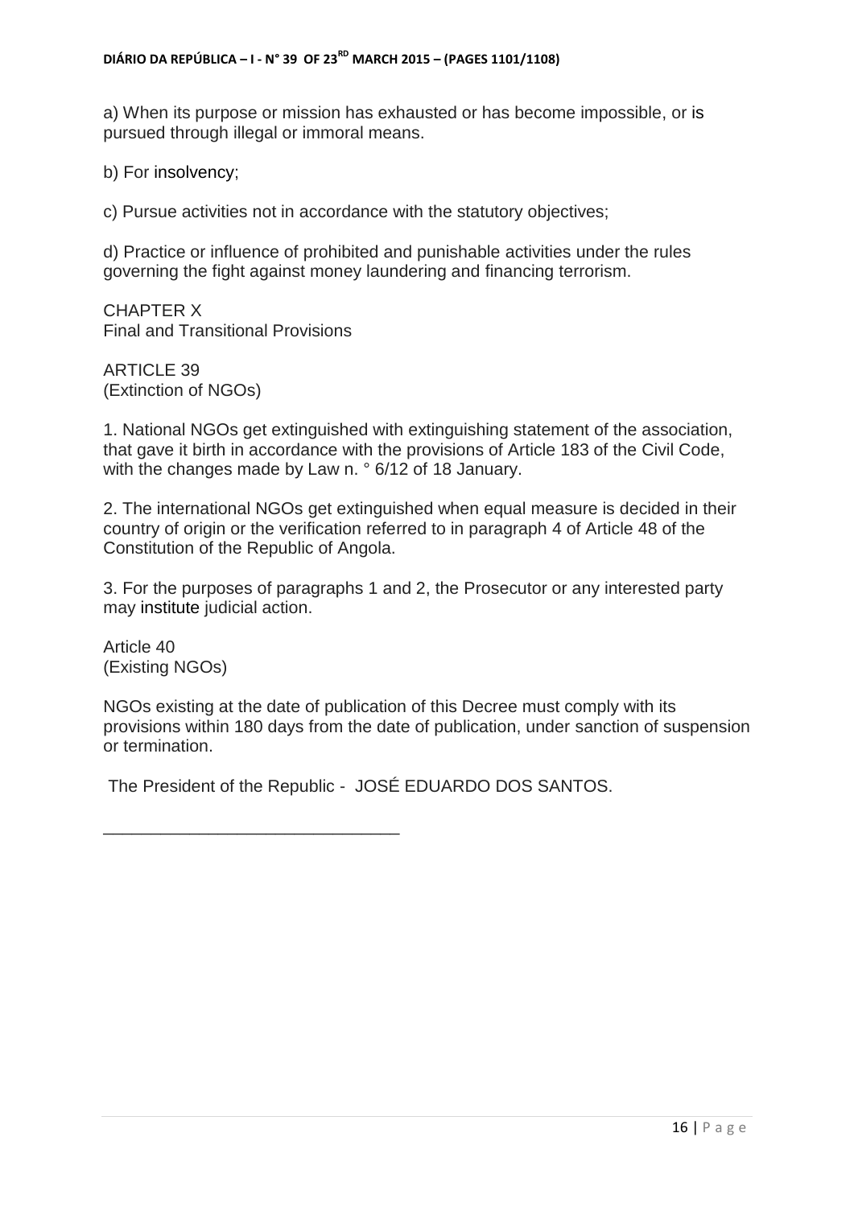a) When its purpose or mission has exhausted or has become impossible, or is pursued through illegal or immoral means.

b) For insolvency;

c) Pursue activities not in accordance with the statutory objectives;

d) Practice or influence of prohibited and punishable activities under the rules governing the fight against money laundering and financing terrorism.

## CHAPTER X
## Final and Transitional Provisions

### ARTICLE 39
### (Extinction of NGOs)

1. National NGOs get extinguished with extinguishing statement of the association, that gave it birth in accordance with the provisions of Article 183 of the Civil Code, with the changes made by Law n. ° 6/12 of 18 January.

2. The international NGOs get extinguished when equal measure is decided in their country of origin or the verification referred to in paragraph 4 of Article 48 of the Constitution of the Republic of Angola.

3. For the purposes of paragraphs 1 and 2, the Prosecutor or any interested party may institute judicial action.

### Article 40
### (Existing NGOs)

NGOs existing at the date of publication of this Decree must comply with its provisions within 180 days from the date of publication, under sanction of suspension or termination.

The President of the Republic - JOSÉ EDUARDO DOS SANTOS.

_______________________________